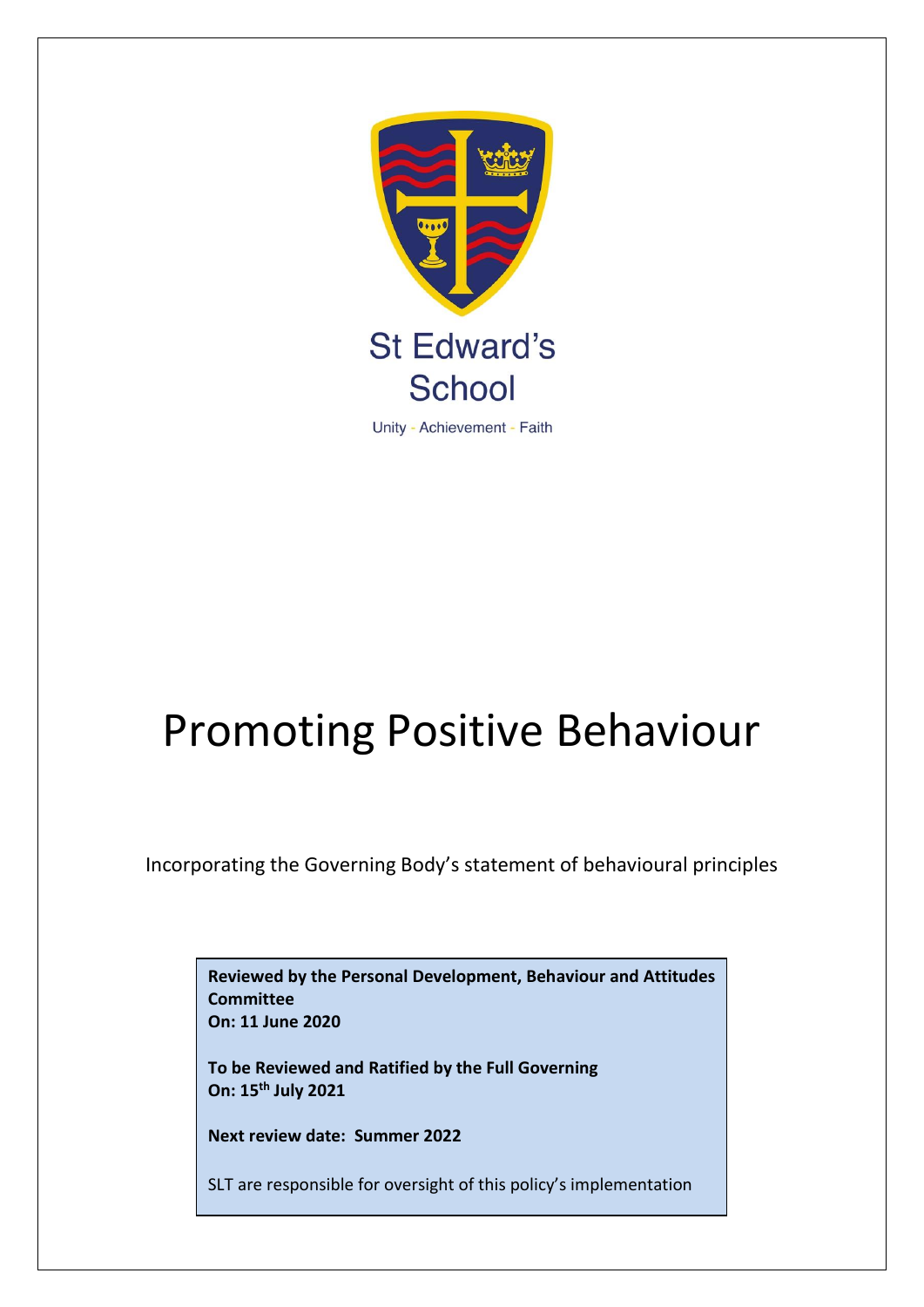St Edward's School

Unity - Achievement - Faith

# Promoting Positive Behaviour

Incorporating the Governing Body's statement of behavioural principles

**Reviewed by the Personal Development, Behaviour and Attitudes Committee**
**On: 11 June 2020**

**To be Reviewed and Ratified by the Full Governing**
**On: 15th July 2021**

**Next review date: Summer 2022**

SLT are responsible for oversight of this policy's implementation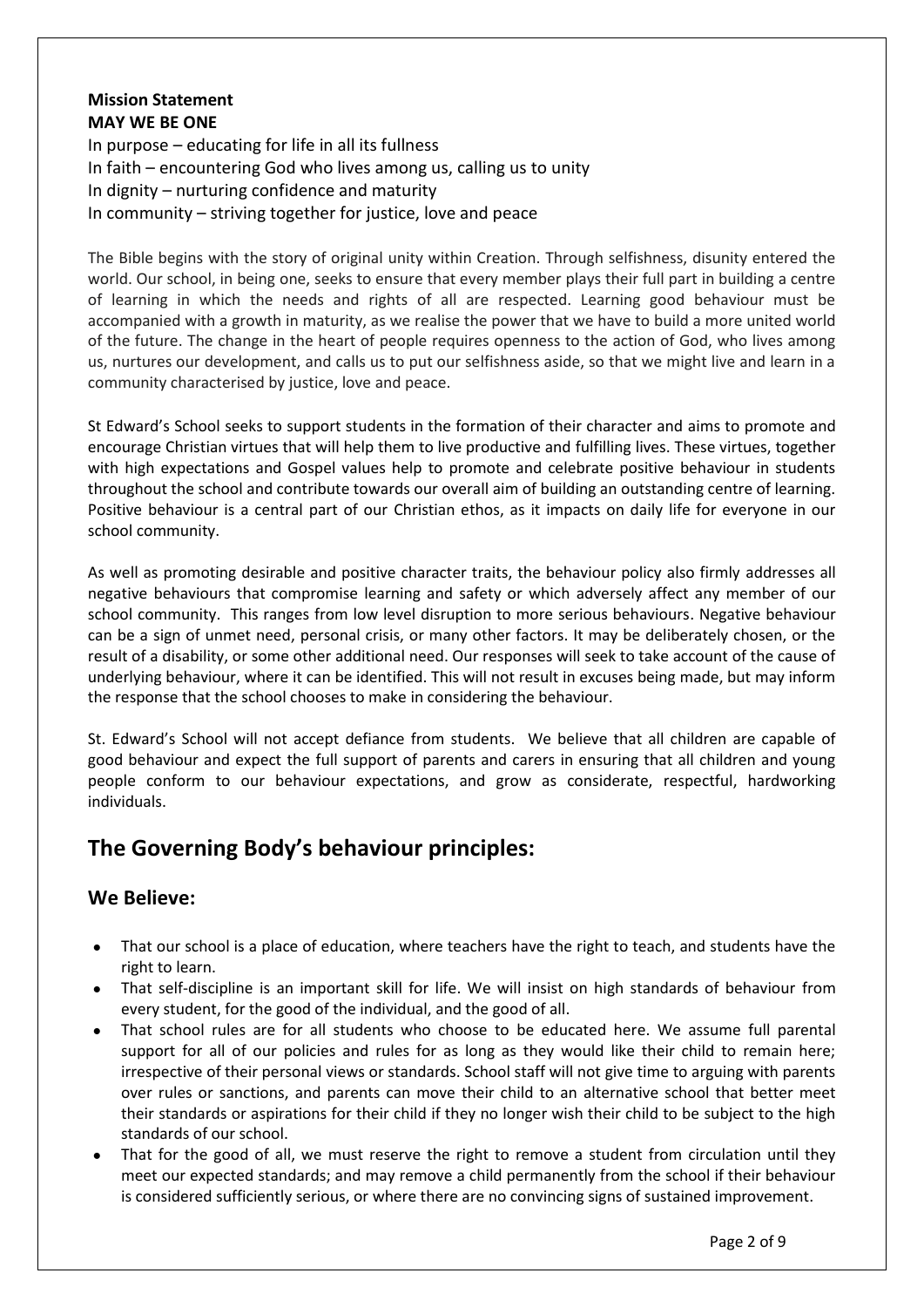**Mission Statement**
**MAY WE BE ONE**
In purpose – educating for life in all its fullness
In faith – encountering God who lives among us, calling us to unity
In dignity – nurturing confidence and maturity
In community – striving together for justice, love and peace

The Bible begins with the story of original unity within Creation. Through selfishness, disunity entered the world. Our school, in being one, seeks to ensure that every member plays their full part in building a centre of learning in which the needs and rights of all are respected. Learning good behaviour must be accompanied with a growth in maturity, as we realise the power that we have to build a more united world of the future. The change in the heart of people requires openness to the action of God, who lives among us, nurtures our development, and calls us to put our selfishness aside, so that we might live and learn in a community characterised by justice, love and peace.

St Edward's School seeks to support students in the formation of their character and aims to promote and encourage Christian virtues that will help them to live productive and fulfilling lives. These virtues, together with high expectations and Gospel values help to promote and celebrate positive behaviour in students throughout the school and contribute towards our overall aim of building an outstanding centre of learning. Positive behaviour is a central part of our Christian ethos, as it impacts on daily life for everyone in our school community.

As well as promoting desirable and positive character traits, the behaviour policy also firmly addresses all negative behaviours that compromise learning and safety or which adversely affect any member of our school community. This ranges from low level disruption to more serious behaviours. Negative behaviour can be a sign of unmet need, personal crisis, or many other factors. It may be deliberately chosen, or the result of a disability, or some other additional need. Our responses will seek to take account of the cause of underlying behaviour, where it can be identified. This will not result in excuses being made, but may inform the response that the school chooses to make in considering the behaviour.

St. Edward's School will not accept defiance from students. We believe that all children are capable of good behaviour and expect the full support of parents and carers in ensuring that all children and young people conform to our behaviour expectations, and grow as considerate, respectful, hardworking individuals.

## The Governing Body's behaviour principles:

### We Believe:

- That our school is a place of education, where teachers have the right to teach, and students have the right to learn.
- That self-discipline is an important skill for life. We will insist on high standards of behaviour from every student, for the good of the individual, and the good of all.
- That school rules are for all students who choose to be educated here. We assume full parental support for all of our policies and rules for as long as they would like their child to remain here; irrespective of their personal views or standards. School staff will not give time to arguing with parents over rules or sanctions, and parents can move their child to an alternative school that better meet their standards or aspirations for their child if they no longer wish their child to be subject to the high standards of our school.
- That for the good of all, we must reserve the right to remove a student from circulation until they meet our expected standards; and may remove a child permanently from the school if their behaviour is considered sufficiently serious, or where there are no convincing signs of sustained improvement.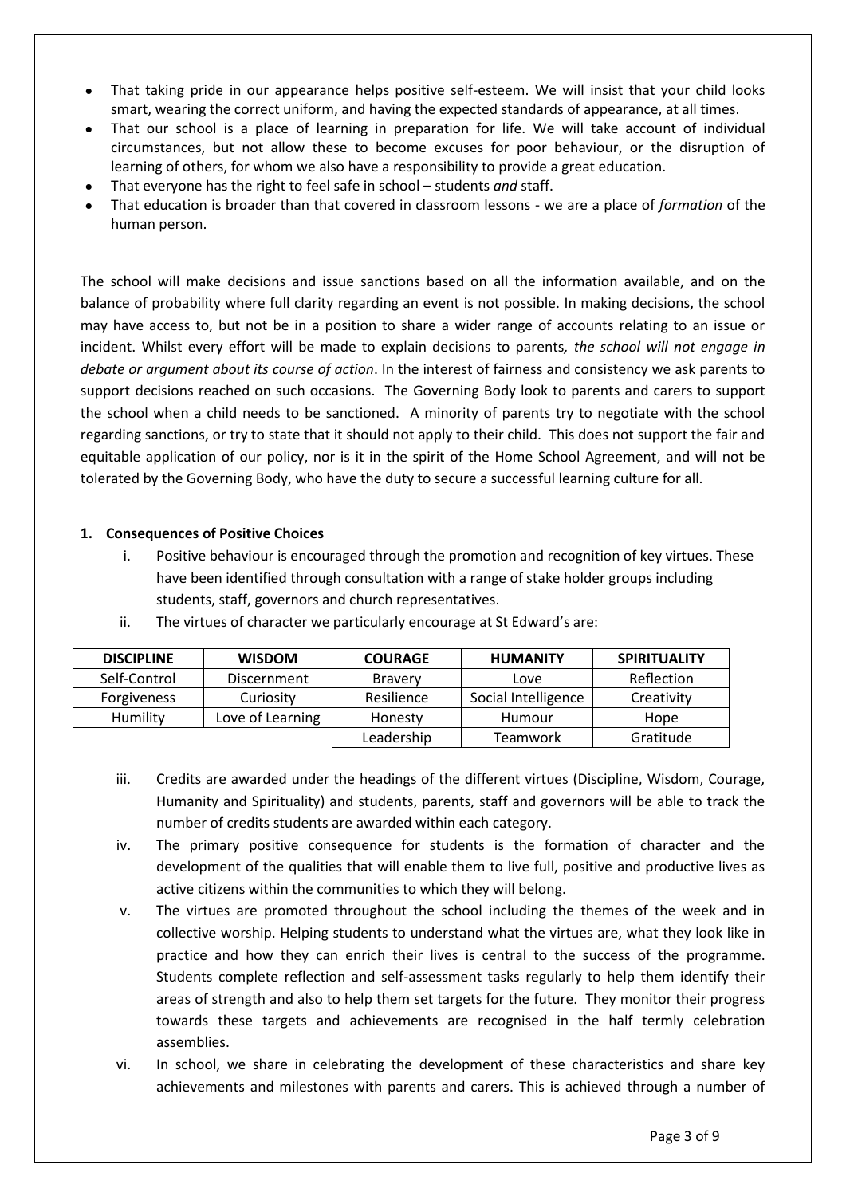- That taking pride in our appearance helps positive self-esteem. We will insist that your child looks smart, wearing the correct uniform, and having the expected standards of appearance, at all times.
- That our school is a place of learning in preparation for life. We will take account of individual circumstances, but not allow these to become excuses for poor behaviour, or the disruption of learning of others, for whom we also have a responsibility to provide a great education.
- That everyone has the right to feel safe in school – students *and* staff.
- That education is broader than that covered in classroom lessons - we are a place of *formation* of the human person.

The school will make decisions and issue sanctions based on all the information available, and on the balance of probability where full clarity regarding an event is not possible. In making decisions, the school may have access to, but not be in a position to share a wider range of accounts relating to an issue or incident. Whilst every effort will be made to explain decisions to parents*, the school will not engage in debate or argument about its course of action*. In the interest of fairness and consistency we ask parents to support decisions reached on such occasions. The Governing Body look to parents and carers to support the school when a child needs to be sanctioned. A minority of parents try to negotiate with the school regarding sanctions, or try to state that it should not apply to their child. This does not support the fair and equitable application of our policy, nor is it in the spirit of the Home School Agreement, and will not be tolerated by the Governing Body, who have the duty to secure a successful learning culture for all.

**1. Consequences of Positive Choices**

i. Positive behaviour is encouraged through the promotion and recognition of key virtues. These have been identified through consultation with a range of stake holder groups including students, staff, governors and church representatives.

ii. The virtues of character we particularly encourage at St Edward's are:

| DISCIPLINE | WISDOM | COURAGE | HUMANITY | SPIRITUALITY |
|---|---|---|---|---|
| Self-Control | Discernment | Bravery | Love | Reflection |
| Forgiveness | Curiosity | Resilience | Social Intelligence | Creativity |
| Humility | Love of Learning | Honesty | Humour | Hope |
| | | Leadership | Teamwork | Gratitude |

iii. Credits are awarded under the headings of the different virtues (Discipline, Wisdom, Courage, Humanity and Spirituality) and students, parents, staff and governors will be able to track the number of credits students are awarded within each category.

iv. The primary positive consequence for students is the formation of character and the development of the qualities that will enable them to live full, positive and productive lives as active citizens within the communities to which they will belong.

v. The virtues are promoted throughout the school including the themes of the week and in collective worship. Helping students to understand what the virtues are, what they look like in practice and how they can enrich their lives is central to the success of the programme. Students complete reflection and self-assessment tasks regularly to help them identify their areas of strength and also to help them set targets for the future. They monitor their progress towards these targets and achievements are recognised in the half termly celebration assemblies.

vi. In school, we share in celebrating the development of these characteristics and share key achievements and milestones with parents and carers. This is achieved through a number of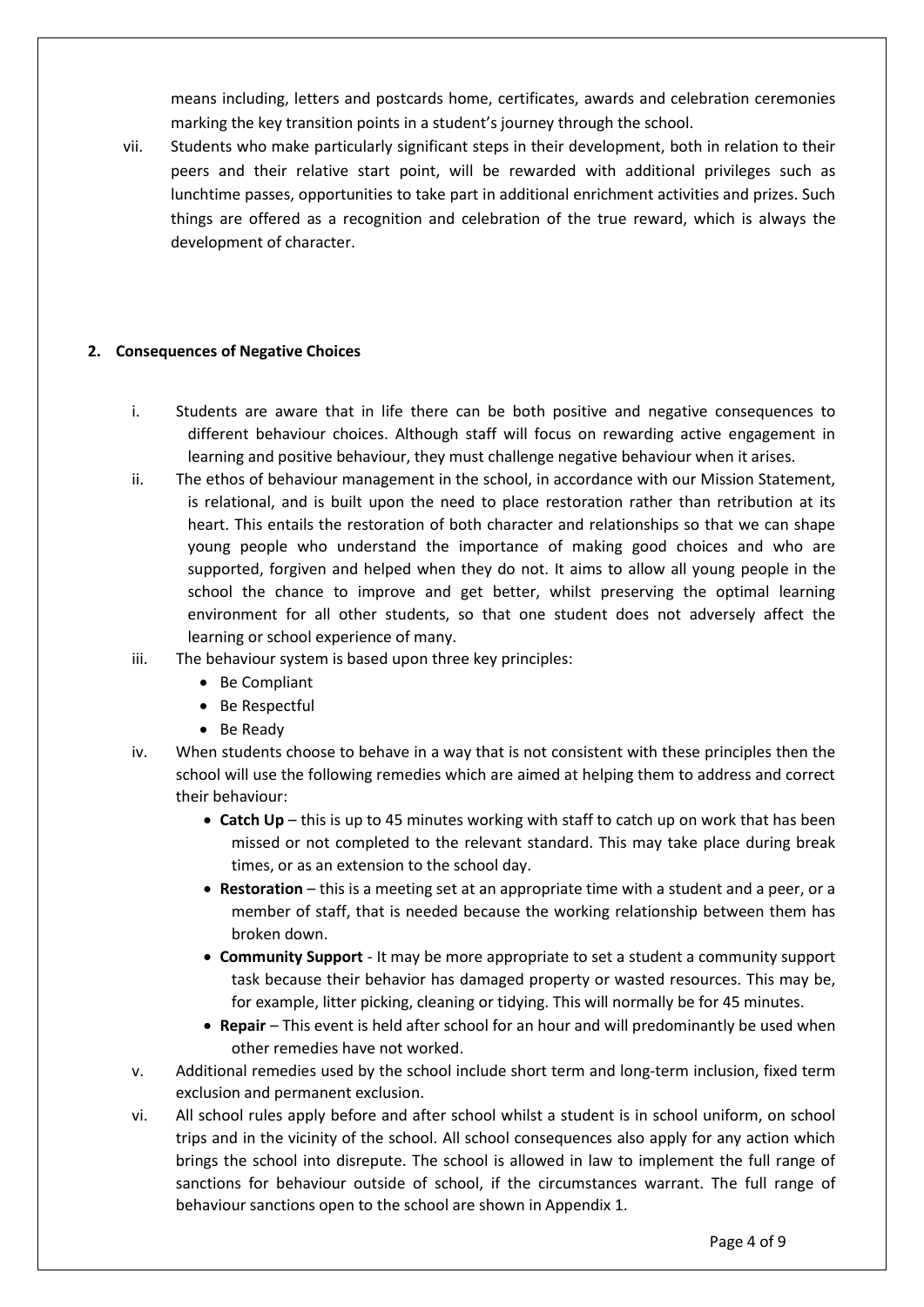means including, letters and postcards home, certificates, awards and celebration ceremonies marking the key transition points in a student's journey through the school.

vii. Students who make particularly significant steps in their development, both in relation to their peers and their relative start point, will be rewarded with additional privileges such as lunchtime passes, opportunities to take part in additional enrichment activities and prizes. Such things are offered as a recognition and celebration of the true reward, which is always the development of character.

## 2. Consequences of Negative Choices

i. Students are aware that in life there can be both positive and negative consequences to different behaviour choices. Although staff will focus on rewarding active engagement in learning and positive behaviour, they must challenge negative behaviour when it arises.

ii. The ethos of behaviour management in the school, in accordance with our Mission Statement, is relational, and is built upon the need to place restoration rather than retribution at its heart. This entails the restoration of both character and relationships so that we can shape young people who understand the importance of making good choices and who are supported, forgiven and helped when they do not. It aims to allow all young people in the school the chance to improve and get better, whilst preserving the optimal learning environment for all other students, so that one student does not adversely affect the learning or school experience of many.

iii. The behaviour system is based upon three key principles:
   - Be Compliant
   - Be Respectful
   - Be Ready

iv. When students choose to behave in a way that is not consistent with these principles then the school will use the following remedies which are aimed at helping them to address and correct their behaviour:
   - **Catch Up** – this is up to 45 minutes working with staff to catch up on work that has been missed or not completed to the relevant standard. This may take place during break times, or as an extension to the school day.
   - **Restoration** – this is a meeting set at an appropriate time with a student and a peer, or a member of staff, that is needed because the working relationship between them has broken down.
   - **Community Support** - It may be more appropriate to set a student a community support task because their behavior has damaged property or wasted resources. This may be, for example, litter picking, cleaning or tidying. This will normally be for 45 minutes.
   - **Repair** – This event is held after school for an hour and will predominantly be used when other remedies have not worked.

v. Additional remedies used by the school include short term and long-term inclusion, fixed term exclusion and permanent exclusion.

vi. All school rules apply before and after school whilst a student is in school uniform, on school trips and in the vicinity of the school. All school consequences also apply for any action which brings the school into disrepute. The school is allowed in law to implement the full range of sanctions for behaviour outside of school, if the circumstances warrant. The full range of behaviour sanctions open to the school are shown in Appendix 1.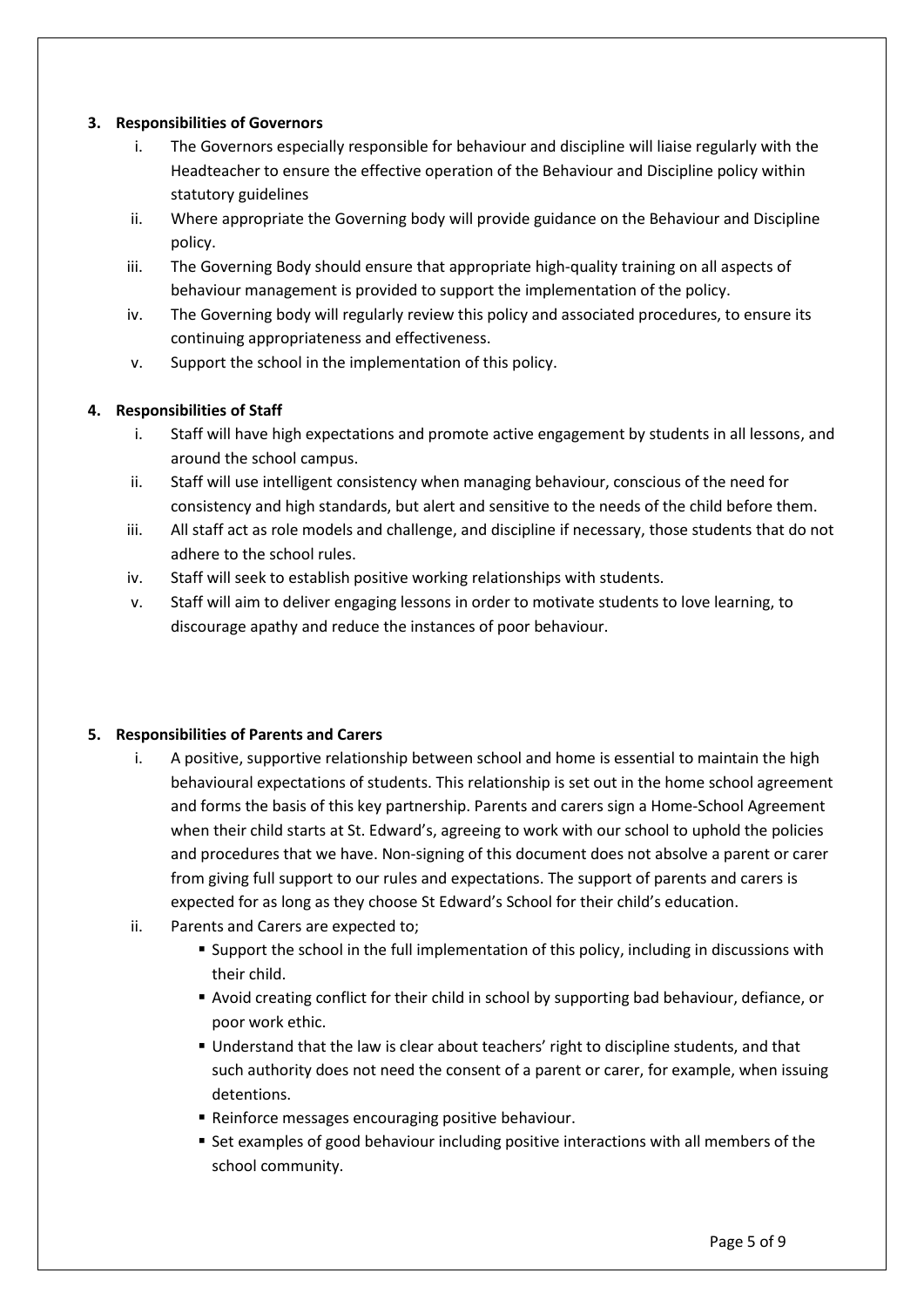### 3. Responsibilities of Governors

i. The Governors especially responsible for behaviour and discipline will liaise regularly with the Headteacher to ensure the effective operation of the Behaviour and Discipline policy within statutory guidelines

ii. Where appropriate the Governing body will provide guidance on the Behaviour and Discipline policy.

iii. The Governing Body should ensure that appropriate high-quality training on all aspects of behaviour management is provided to support the implementation of the policy.

iv. The Governing body will regularly review this policy and associated procedures, to ensure its continuing appropriateness and effectiveness.

v. Support the school in the implementation of this policy.

### 4. Responsibilities of Staff

i. Staff will have high expectations and promote active engagement by students in all lessons, and around the school campus.

ii. Staff will use intelligent consistency when managing behaviour, conscious of the need for consistency and high standards, but alert and sensitive to the needs of the child before them.

iii. All staff act as role models and challenge, and discipline if necessary, those students that do not adhere to the school rules.

iv. Staff will seek to establish positive working relationships with students.

v. Staff will aim to deliver engaging lessons in order to motivate students to love learning, to discourage apathy and reduce the instances of poor behaviour.

### 5. Responsibilities of Parents and Carers

i. A positive, supportive relationship between school and home is essential to maintain the high behavioural expectations of students. This relationship is set out in the home school agreement and forms the basis of this key partnership. Parents and carers sign a Home-School Agreement when their child starts at St. Edward's, agreeing to work with our school to uphold the policies and procedures that we have. Non-signing of this document does not absolve a parent or carer from giving full support to our rules and expectations. The support of parents and carers is expected for as long as they choose St Edward's School for their child's education.

ii. Parents and Carers are expected to;

- Support the school in the full implementation of this policy, including in discussions with their child.
- Avoid creating conflict for their child in school by supporting bad behaviour, defiance, or poor work ethic.
- Understand that the law is clear about teachers' right to discipline students, and that such authority does not need the consent of a parent or carer, for example, when issuing detentions.
- Reinforce messages encouraging positive behaviour.
- Set examples of good behaviour including positive interactions with all members of the school community.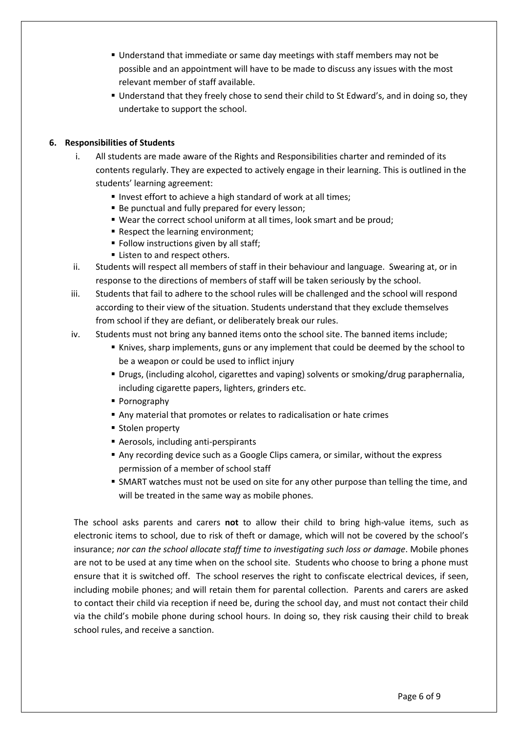- Understand that immediate or same day meetings with staff members may not be possible and an appointment will have to be made to discuss any issues with the most relevant member of staff available.
- Understand that they freely chose to send their child to St Edward's, and in doing so, they undertake to support the school.

### 6. Responsibilities of Students

i. All students are made aware of the Rights and Responsibilities charter and reminded of its contents regularly. They are expected to actively engage in their learning. This is outlined in the students' learning agreement:
   - Invest effort to achieve a high standard of work at all times;
   - Be punctual and fully prepared for every lesson;
   - Wear the correct school uniform at all times, look smart and be proud;
   - Respect the learning environment;
   - Follow instructions given by all staff;
   - Listen to and respect others.

ii. Students will respect all members of staff in their behaviour and language. Swearing at, or in response to the directions of members of staff will be taken seriously by the school.

iii. Students that fail to adhere to the school rules will be challenged and the school will respond according to their view of the situation. Students understand that they exclude themselves from school if they are defiant, or deliberately break our rules.

iv. Students must not bring any banned items onto the school site. The banned items include;
   - Knives, sharp implements, guns or any implement that could be deemed by the school to be a weapon or could be used to inflict injury
   - Drugs, (including alcohol, cigarettes and vaping) solvents or smoking/drug paraphernalia, including cigarette papers, lighters, grinders etc.
   - Pornography
   - Any material that promotes or relates to radicalisation or hate crimes
   - Stolen property
   - Aerosols, including anti-perspirants
   - Any recording device such as a Google Clips camera, or similar, without the express permission of a member of school staff
   - SMART watches must not be used on site for any other purpose than telling the time, and will be treated in the same way as mobile phones.

The school asks parents and carers **not** to allow their child to bring high-value items, such as electronic items to school, due to risk of theft or damage, which will not be covered by the school's insurance; *nor can the school allocate staff time to investigating such loss or damage*. Mobile phones are not to be used at any time when on the school site. Students who choose to bring a phone must ensure that it is switched off. The school reserves the right to confiscate electrical devices, if seen, including mobile phones; and will retain them for parental collection. Parents and carers are asked to contact their child via reception if need be, during the school day, and must not contact their child via the child's mobile phone during school hours. In doing so, they risk causing their child to break school rules, and receive a sanction.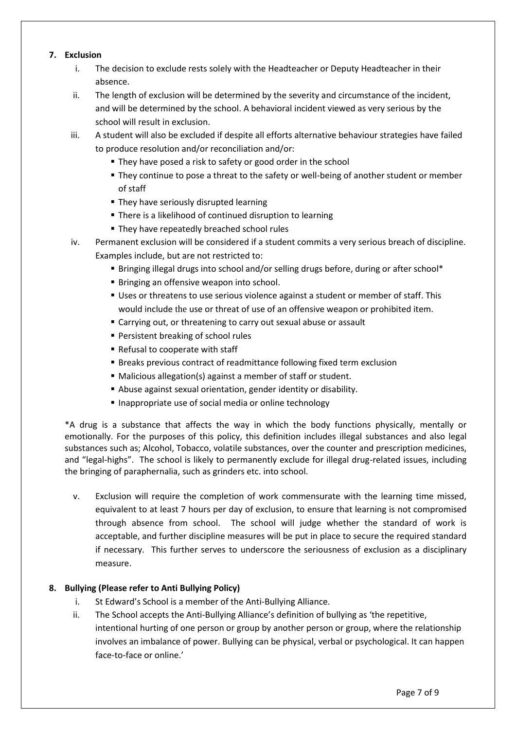## 7. Exclusion

i. The decision to exclude rests solely with the Headteacher or Deputy Headteacher in their absence.

ii. The length of exclusion will be determined by the severity and circumstance of the incident, and will be determined by the school. A behavioral incident viewed as very serious by the school will result in exclusion.

iii. A student will also be excluded if despite all efforts alternative behaviour strategies have failed to produce resolution and/or reconciliation and/or:
   - They have posed a risk to safety or good order in the school
   - They continue to pose a threat to the safety or well-being of another student or member of staff
   - They have seriously disrupted learning
   - There is a likelihood of continued disruption to learning
   - They have repeatedly breached school rules

iv. Permanent exclusion will be considered if a student commits a very serious breach of discipline. Examples include, but are not restricted to:
   - Bringing illegal drugs into school and/or selling drugs before, during or after school*
   - Bringing an offensive weapon into school.
   - Uses or threatens to use serious violence against a student or member of staff. This would include the use or threat of use of an offensive weapon or prohibited item.
   - Carrying out, or threatening to carry out sexual abuse or assault
   - Persistent breaking of school rules
   - Refusal to cooperate with staff
   - Breaks previous contract of readmittance following fixed term exclusion
   - Malicious allegation(s) against a member of staff or student.
   - Abuse against sexual orientation, gender identity or disability.
   - Inappropriate use of social media or online technology

*A drug is a substance that affects the way in which the body functions physically, mentally or emotionally. For the purposes of this policy, this definition includes illegal substances and also legal substances such as; Alcohol, Tobacco, volatile substances, over the counter and prescription medicines, and "legal-highs". The school is likely to permanently exclude for illegal drug-related issues, including the bringing of paraphernalia, such as grinders etc. into school.

v. Exclusion will require the completion of work commensurate with the learning time missed, equivalent to at least 7 hours per day of exclusion, to ensure that learning is not compromised through absence from school. The school will judge whether the standard of work is acceptable, and further discipline measures will be put in place to secure the required standard if necessary. This further serves to underscore the seriousness of exclusion as a disciplinary measure.

## 8. Bullying (Please refer to Anti Bullying Policy)

i. St Edward's School is a member of the Anti-Bullying Alliance.

ii. The School accepts the Anti-Bullying Alliance's definition of bullying as 'the repetitive, intentional hurting of one person or group by another person or group, where the relationship involves an imbalance of power. Bullying can be physical, verbal or psychological. It can happen face-to-face or online.'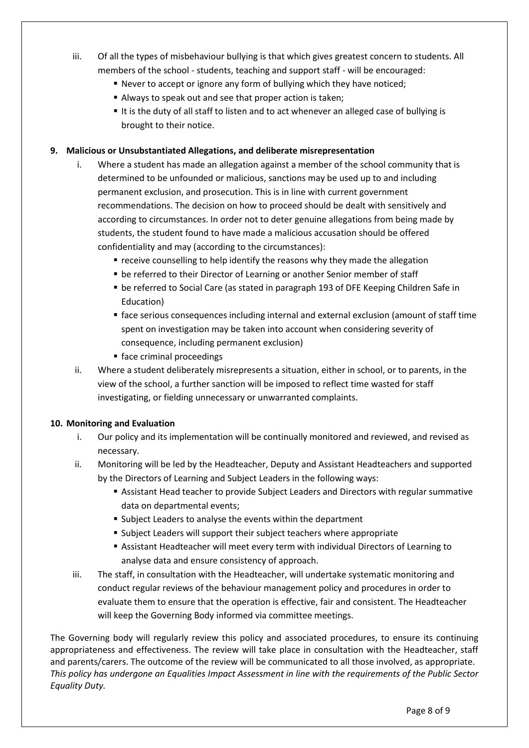iii. Of all the types of misbehaviour bullying is that which gives greatest concern to students. All members of the school - students, teaching and support staff - will be encouraged:
   - Never to accept or ignore any form of bullying which they have noticed;
   - Always to speak out and see that proper action is taken;
   - It is the duty of all staff to listen and to act whenever an alleged case of bullying is brought to their notice.

## 9. Malicious or Unsubstantiated Allegations, and deliberate misrepresentation

i. Where a student has made an allegation against a member of the school community that is determined to be unfounded or malicious, sanctions may be used up to and including permanent exclusion, and prosecution. This is in line with current government recommendations. The decision on how to proceed should be dealt with sensitively and according to circumstances. In order not to deter genuine allegations from being made by students, the student found to have made a malicious accusation should be offered confidentiality and may (according to the circumstances):
   - receive counselling to help identify the reasons why they made the allegation
   - be referred to their Director of Learning or another Senior member of staff
   - be referred to Social Care (as stated in paragraph 193 of DFE Keeping Children Safe in Education)
   - face serious consequences including internal and external exclusion (amount of staff time spent on investigation may be taken into account when considering severity of consequence, including permanent exclusion)
   - face criminal proceedings

ii. Where a student deliberately misrepresents a situation, either in school, or to parents, in the view of the school, a further sanction will be imposed to reflect time wasted for staff investigating, or fielding unnecessary or unwarranted complaints.

## 10. Monitoring and Evaluation

i. Our policy and its implementation will be continually monitored and reviewed, and revised as necessary.

ii. Monitoring will be led by the Headteacher, Deputy and Assistant Headteachers and supported by the Directors of Learning and Subject Leaders in the following ways:
   - Assistant Head teacher to provide Subject Leaders and Directors with regular summative data on departmental events;
   - Subject Leaders to analyse the events within the department
   - Subject Leaders will support their subject teachers where appropriate
   - Assistant Headteacher will meet every term with individual Directors of Learning to analyse data and ensure consistency of approach.

iii. The staff, in consultation with the Headteacher, will undertake systematic monitoring and conduct regular reviews of the behaviour management policy and procedures in order to evaluate them to ensure that the operation is effective, fair and consistent. The Headteacher will keep the Governing Body informed via committee meetings.

The Governing body will regularly review this policy and associated procedures, to ensure its continuing appropriateness and effectiveness. The review will take place in consultation with the Headteacher, staff and parents/carers. The outcome of the review will be communicated to all those involved, as appropriate. *This policy has undergone an Equalities Impact Assessment in line with the requirements of the Public Sector Equality Duty.*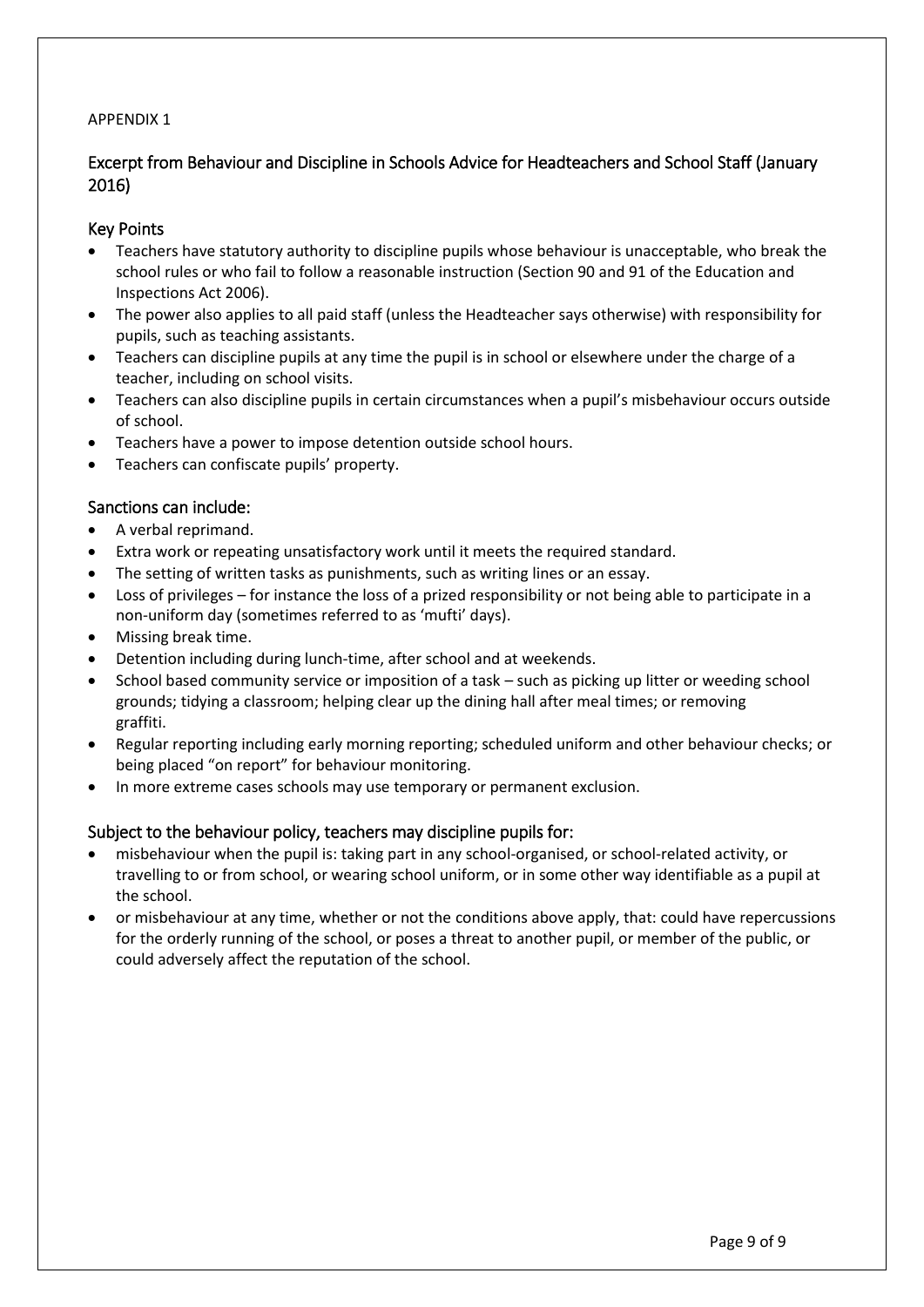APPENDIX 1

## Excerpt from Behaviour and Discipline in Schools Advice for Headteachers and School Staff (January 2016)

### Key Points

- Teachers have statutory authority to discipline pupils whose behaviour is unacceptable, who break the school rules or who fail to follow a reasonable instruction (Section 90 and 91 of the Education and Inspections Act 2006).
- The power also applies to all paid staff (unless the Headteacher says otherwise) with responsibility for pupils, such as teaching assistants.
- Teachers can discipline pupils at any time the pupil is in school or elsewhere under the charge of a teacher, including on school visits.
- Teachers can also discipline pupils in certain circumstances when a pupil's misbehaviour occurs outside of school.
- Teachers have a power to impose detention outside school hours.
- Teachers can confiscate pupils' property.

### Sanctions can include:

- A verbal reprimand.
- Extra work or repeating unsatisfactory work until it meets the required standard.
- The setting of written tasks as punishments, such as writing lines or an essay.
- Loss of privileges – for instance the loss of a prized responsibility or not being able to participate in a non-uniform day (sometimes referred to as 'mufti' days).
- Missing break time.
- Detention including during lunch-time, after school and at weekends.
- School based community service or imposition of a task – such as picking up litter or weeding school grounds; tidying a classroom; helping clear up the dining hall after meal times; or removing graffiti.
- Regular reporting including early morning reporting; scheduled uniform and other behaviour checks; or being placed "on report" for behaviour monitoring.
- In more extreme cases schools may use temporary or permanent exclusion.

### Subject to the behaviour policy, teachers may discipline pupils for:

- misbehaviour when the pupil is: taking part in any school-organised, or school-related activity, or travelling to or from school, or wearing school uniform, or in some other way identifiable as a pupil at the school.
- or misbehaviour at any time, whether or not the conditions above apply, that: could have repercussions for the orderly running of the school, or poses a threat to another pupil, or member of the public, or could adversely affect the reputation of the school.